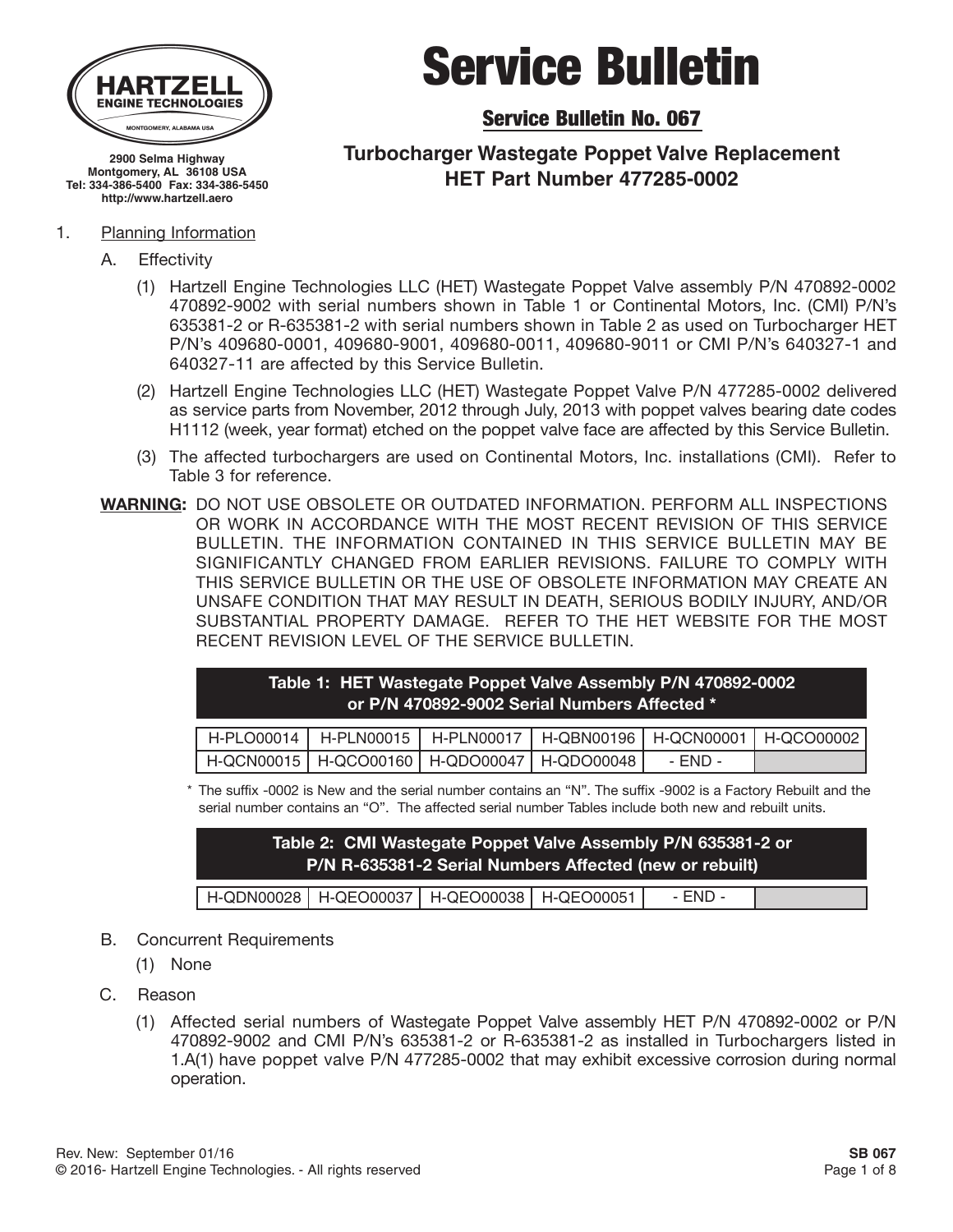HARTZELL ENGINE TECHNOLOGIES
MONTGOMERY, ALABAMA USA

2900 Selma Highway
Montgomery, AL 36108 USA
Tel: 334-386-5400 Fax: 334-386-5450
http://www.hartzell.aero

# Service Bulletin

## Service Bulletin No. 067

### Turbocharger Wastegate Poppet Valve Replacement HET Part Number 477285-0002

1. Planning Information

   A. Effectivity

      (1) Hartzell Engine Technologies LLC (HET) Wastegate Poppet Valve assembly P/N 470892-0002 470892-9002 with serial numbers shown in Table 1 or Continental Motors, Inc. (CMI) P/N's 635381-2 or R-635381-2 with serial numbers shown in Table 2 as used on Turbocharger HET P/N's 409680-0001, 409680-9001, 409680-0011, 409680-9011 or CMI P/N's 640327-1 and 640327-11 are affected by this Service Bulletin.

      (2) Hartzell Engine Technologies LLC (HET) Wastegate Poppet Valve P/N 477285-0002 delivered as service parts from November, 2012 through July, 2013 with poppet valves bearing date codes H1112 (week, year format) etched on the poppet valve face are affected by this Service Bulletin.

      (3) The affected turbochargers are used on Continental Motors, Inc. installations (CMI). Refer to Table 3 for reference.

**WARNING:** DO NOT USE OBSOLETE OR OUTDATED INFORMATION. PERFORM ALL INSPECTIONS OR WORK IN ACCORDANCE WITH THE MOST RECENT REVISION OF THIS SERVICE BULLETIN. THE INFORMATION CONTAINED IN THIS SERVICE BULLETIN MAY BE SIGNIFICANTLY CHANGED FROM EARLIER REVISIONS. FAILURE TO COMPLY WITH THIS SERVICE BULLETIN OR THE USE OF OBSOLETE INFORMATION MAY CREATE AN UNSAFE CONDITION THAT MAY RESULT IN DEATH, SERIOUS BODILY INJURY, AND/OR SUBSTANTIAL PROPERTY DAMAGE. REFER TO THE HET WEBSITE FOR THE MOST RECENT REVISION LEVEL OF THE SERVICE BULLETIN.

**Table 1: HET Wastegate Poppet Valve Assembly P/N 470892-0002 or P/N 470892-9002 Serial Numbers Affected \***

| | | | | | |
|---|---|---|---|---|---|
| H-PLO00014 | H-PLN00015 | H-PLN00017 | H-QBN00196 | H-QCN00001 | H-QCO00002 |
| H-QCN00015 | H-QCO00160 | H-QDO00047 | H-QDO00048 | - END - | |

\* The suffix -0002 is New and the serial number contains an "N". The suffix -9002 is a Factory Rebuilt and the serial number contains an "O". The affected serial number Tables include both new and rebuilt units.

**Table 2: CMI Wastegate Poppet Valve Assembly P/N 635381-2 or P/N R-635381-2 Serial Numbers Affected (new or rebuilt)**

| | | | | | |
|---|---|---|---|---|---|
| H-QDN00028 | H-QEO00037 | H-QEO00038 | H-QEO00051 | - END - | |

   B. Concurrent Requirements

      (1) None

   C. Reason

      (1) Affected serial numbers of Wastegate Poppet Valve assembly HET P/N 470892-0002 or P/N 470892-9002 and CMI P/N's 635381-2 or R-635381-2 as installed in Turbochargers listed in 1.A(1) have poppet valve P/N 477285-0002 that may exhibit excessive corrosion during normal operation.

Rev. New: September 01/16
© 2016- Hartzell Engine Technologies. - All rights reserved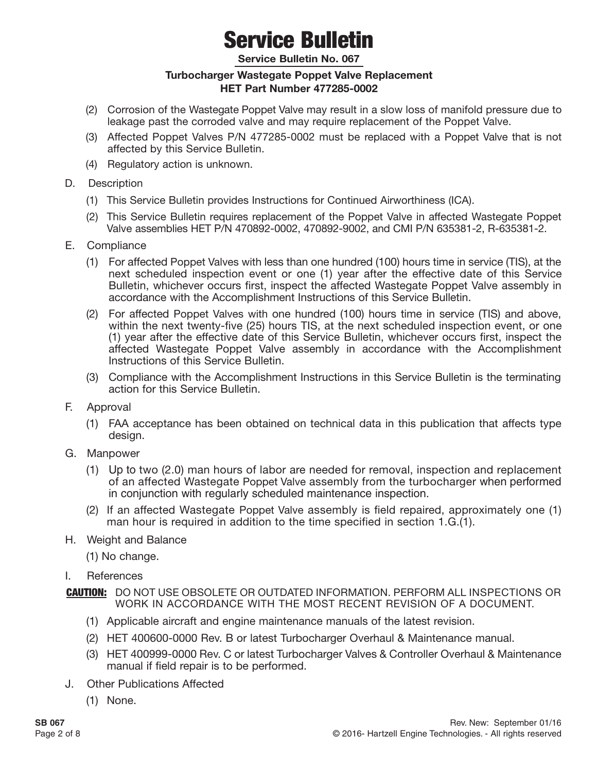(2) Corrosion of the Wastegate Poppet Valve may result in a slow loss of manifold pressure due to leakage past the corroded valve and may require replacement of the Poppet Valve.

(3) Affected Poppet Valves P/N 477285-0002 must be replaced with a Poppet Valve that is not affected by this Service Bulletin.

(4) Regulatory action is unknown.

D. Description

(1) This Service Bulletin provides Instructions for Continued Airworthiness (ICA).

(2) This Service Bulletin requires replacement of the Poppet Valve in affected Wastegate Poppet Valve assemblies HET P/N 470892-0002, 470892-9002, and CMI P/N 635381-2, R-635381-2.

E. Compliance

(1) For affected Poppet Valves with less than one hundred (100) hours time in service (TIS), at the next scheduled inspection event or one (1) year after the effective date of this Service Bulletin, whichever occurs first, inspect the affected Wastegate Poppet Valve assembly in accordance with the Accomplishment Instructions of this Service Bulletin.

(2) For affected Poppet Valves with one hundred (100) hours time in service (TIS) and above, within the next twenty-five (25) hours TIS, at the next scheduled inspection event, or one (1) year after the effective date of this Service Bulletin, whichever occurs first, inspect the affected Wastegate Poppet Valve assembly in accordance with the Accomplishment Instructions of this Service Bulletin.

(3) Compliance with the Accomplishment Instructions in this Service Bulletin is the terminating action for this Service Bulletin.

F. Approval

(1) FAA acceptance has been obtained on technical data in this publication that affects type design.

G. Manpower

(1) Up to two (2.0) man hours of labor are needed for removal, inspection and replacement of an affected Wastegate Poppet Valve assembly from the turbocharger when performed in conjunction with regularly scheduled maintenance inspection.

(2) If an affected Wastegate Poppet Valve assembly is field repaired, approximately one (1) man hour is required in addition to the time specified in section 1.G.(1).

H. Weight and Balance

(1) No change.

I. References

**CAUTION:** DO NOT USE OBSOLETE OR OUTDATED INFORMATION. PERFORM ALL INSPECTIONS OR WORK IN ACCORDANCE WITH THE MOST RECENT REVISION OF A DOCUMENT.

(1) Applicable aircraft and engine maintenance manuals of the latest revision.

(2) HET 400600-0000 Rev. B or latest Turbocharger Overhaul & Maintenance manual.

(3) HET 400999-0000 Rev. C or latest Turbocharger Valves & Controller Overhaul & Maintenance manual if field repair is to be performed.

J. Other Publications Affected

(1) None.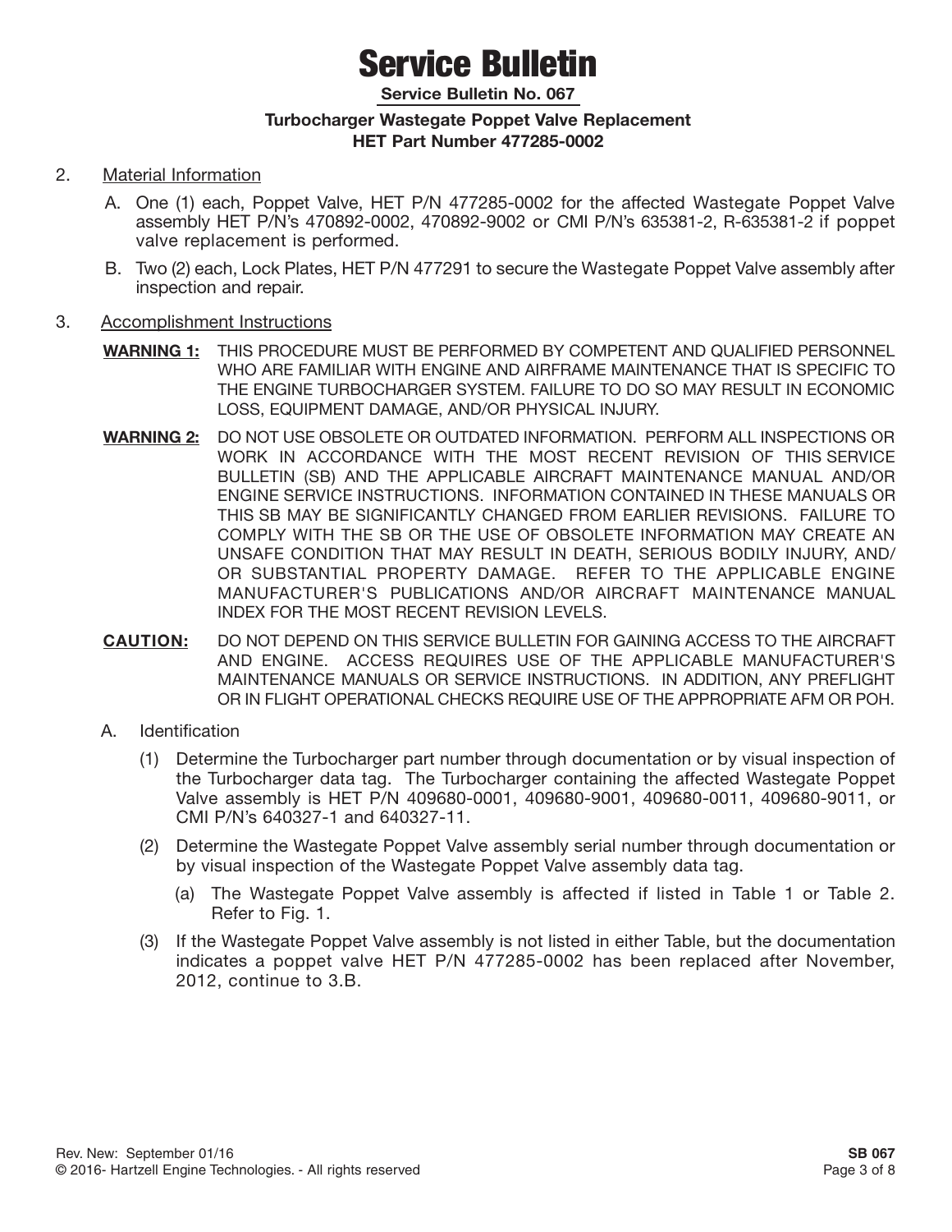# Service Bulletin

**Service Bulletin No. 067**

**Turbocharger Wastegate Poppet Valve Replacement**
**HET Part Number 477285-0002**

2. Material Information

   A. One (1) each, Poppet Valve, HET P/N 477285-0002 for the affected Wastegate Poppet Valve assembly HET P/N's 470892-0002, 470892-9002 or CMI P/N's 635381-2, R-635381-2 if poppet valve replacement is performed.

   B. Two (2) each, Lock Plates, HET P/N 477291 to secure the Wastegate Poppet Valve assembly after inspection and repair.

3. Accomplishment Instructions

   **WARNING 1:** THIS PROCEDURE MUST BE PERFORMED BY COMPETENT AND QUALIFIED PERSONNEL WHO ARE FAMILIAR WITH ENGINE AND AIRFRAME MAINTENANCE THAT IS SPECIFIC TO THE ENGINE TURBOCHARGER SYSTEM. FAILURE TO DO SO MAY RESULT IN ECONOMIC LOSS, EQUIPMENT DAMAGE, AND/OR PHYSICAL INJURY.

   **WARNING 2:** DO NOT USE OBSOLETE OR OUTDATED INFORMATION. PERFORM ALL INSPECTIONS OR WORK IN ACCORDANCE WITH THE MOST RECENT REVISION OF THIS SERVICE BULLETIN (SB) AND THE APPLICABLE AIRCRAFT MAINTENANCE MANUAL AND/OR ENGINE SERVICE INSTRUCTIONS. INFORMATION CONTAINED IN THESE MANUALS OR THIS SB MAY BE SIGNIFICANTLY CHANGED FROM EARLIER REVISIONS. FAILURE TO COMPLY WITH THE SB OR THE USE OF OBSOLETE INFORMATION MAY CREATE AN UNSAFE CONDITION THAT MAY RESULT IN DEATH, SERIOUS BODILY INJURY, AND/OR SUBSTANTIAL PROPERTY DAMAGE. REFER TO THE APPLICABLE ENGINE MANUFACTURER'S PUBLICATIONS AND/OR AIRCRAFT MAINTENANCE MANUAL INDEX FOR THE MOST RECENT REVISION LEVELS.

   **CAUTION:** DO NOT DEPEND ON THIS SERVICE BULLETIN FOR GAINING ACCESS TO THE AIRCRAFT AND ENGINE. ACCESS REQUIRES USE OF THE APPLICABLE MANUFACTURER'S MAINTENANCE MANUALS OR SERVICE INSTRUCTIONS. IN ADDITION, ANY PREFLIGHT OR IN FLIGHT OPERATIONAL CHECKS REQUIRE USE OF THE APPROPRIATE AFM OR POH.

   A. Identification

      (1) Determine the Turbocharger part number through documentation or by visual inspection of the Turbocharger data tag. The Turbocharger containing the affected Wastegate Poppet Valve assembly is HET P/N 409680-0001, 409680-9001, 409680-0011, 409680-9011, or CMI P/N's 640327-1 and 640327-11.

      (2) Determine the Wastegate Poppet Valve assembly serial number through documentation or by visual inspection of the Wastegate Poppet Valve assembly data tag.

         (a) The Wastegate Poppet Valve assembly is affected if listed in Table 1 or Table 2. Refer to Fig. 1.

      (3) If the Wastegate Poppet Valve assembly is not listed in either Table, but the documentation indicates a poppet valve HET P/N 477285-0002 has been replaced after November, 2012, continue to 3.B.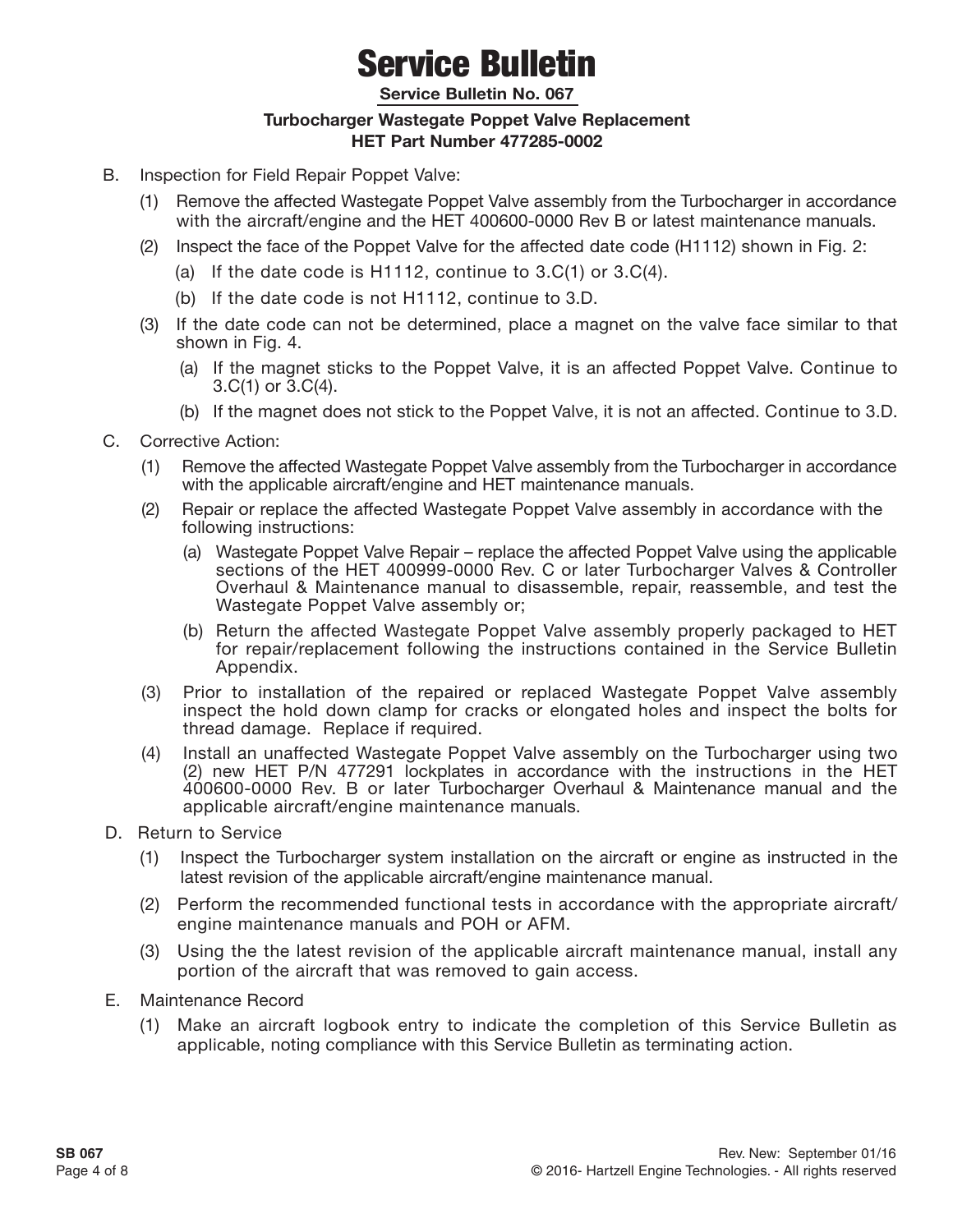# Service Bulletin

**Service Bulletin No. 067**

**Turbocharger Wastegate Poppet Valve Replacement**
**HET Part Number 477285-0002**

B. Inspection for Field Repair Poppet Valve:

   (1) Remove the affected Wastegate Poppet Valve assembly from the Turbocharger in accordance with the aircraft/engine and the HET 400600-0000 Rev B or latest maintenance manuals.

   (2) Inspect the face of the Poppet Valve for the affected date code (H1112) shown in Fig. 2:

      (a) If the date code is H1112, continue to 3.C(1) or 3.C(4).

      (b) If the date code is not H1112, continue to 3.D.

   (3) If the date code can not be determined, place a magnet on the valve face similar to that shown in Fig. 4.

      (a) If the magnet sticks to the Poppet Valve, it is an affected Poppet Valve. Continue to 3.C(1) or 3.C(4).

      (b) If the magnet does not stick to the Poppet Valve, it is not an affected. Continue to 3.D.

C. Corrective Action:

   (1) Remove the affected Wastegate Poppet Valve assembly from the Turbocharger in accordance with the applicable aircraft/engine and HET maintenance manuals.

   (2) Repair or replace the affected Wastegate Poppet Valve assembly in accordance with the following instructions:

      (a) Wastegate Poppet Valve Repair – replace the affected Poppet Valve using the applicable sections of the HET 400999-0000 Rev. C or later Turbocharger Valves & Controller Overhaul & Maintenance manual to disassemble, repair, reassemble, and test the Wastegate Poppet Valve assembly or;

      (b) Return the affected Wastegate Poppet Valve assembly properly packaged to HET for repair/replacement following the instructions contained in the Service Bulletin Appendix.

   (3) Prior to installation of the repaired or replaced Wastegate Poppet Valve assembly inspect the hold down clamp for cracks or elongated holes and inspect the bolts for thread damage. Replace if required.

   (4) Install an unaffected Wastegate Poppet Valve assembly on the Turbocharger using two (2) new HET P/N 477291 lockplates in accordance with the instructions in the HET 400600-0000 Rev. B or later Turbocharger Overhaul & Maintenance manual and the applicable aircraft/engine maintenance manuals.

D. Return to Service

   (1) Inspect the Turbocharger system installation on the aircraft or engine as instructed in the latest revision of the applicable aircraft/engine maintenance manual.

   (2) Perform the recommended functional tests in accordance with the appropriate aircraft/engine maintenance manuals and POH or AFM.

   (3) Using the the latest revision of the applicable aircraft maintenance manual, install any portion of the aircraft that was removed to gain access.

E. Maintenance Record

   (1) Make an aircraft logbook entry to indicate the completion of this Service Bulletin as applicable, noting compliance with this Service Bulletin as terminating action.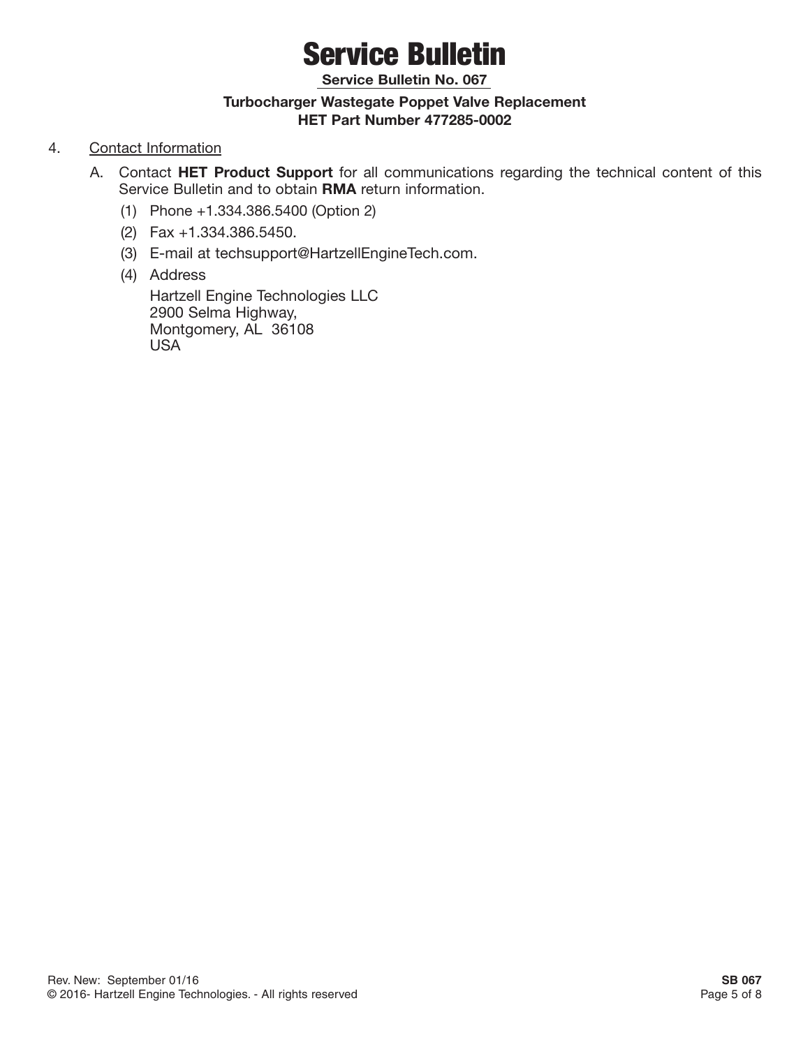4. Contact Information

   A. Contact **HET Product Support** for all communications regarding the technical content of this Service Bulletin and to obtain **RMA** return information.

      (1) Phone +1.334.386.5400 (Option 2)

      (2) Fax +1.334.386.5450.

      (3) E-mail at techsupport@HartzellEngineTech.com.

      (4) Address

      Hartzell Engine Technologies LLC
      2900 Selma Highway,
      Montgomery, AL 36108
      USA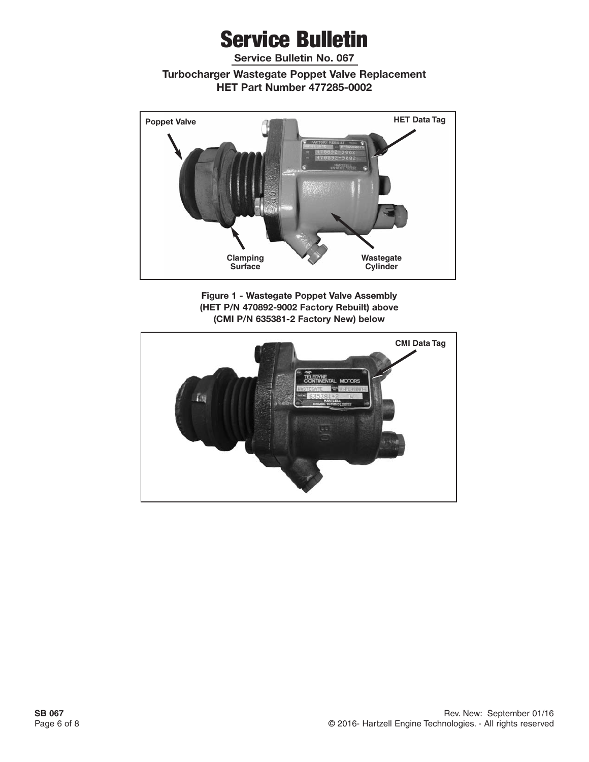# Service Bulletin

**Service Bulletin No. 067**

**Turbocharger Wastegate Poppet Valve Replacement**
**HET Part Number 477285-0002**

**Figure 1 - Wastegate Poppet Valve Assembly (HET P/N 470892-9002 Factory Rebuilt) above (CMI P/N 635381-2 Factory New) below**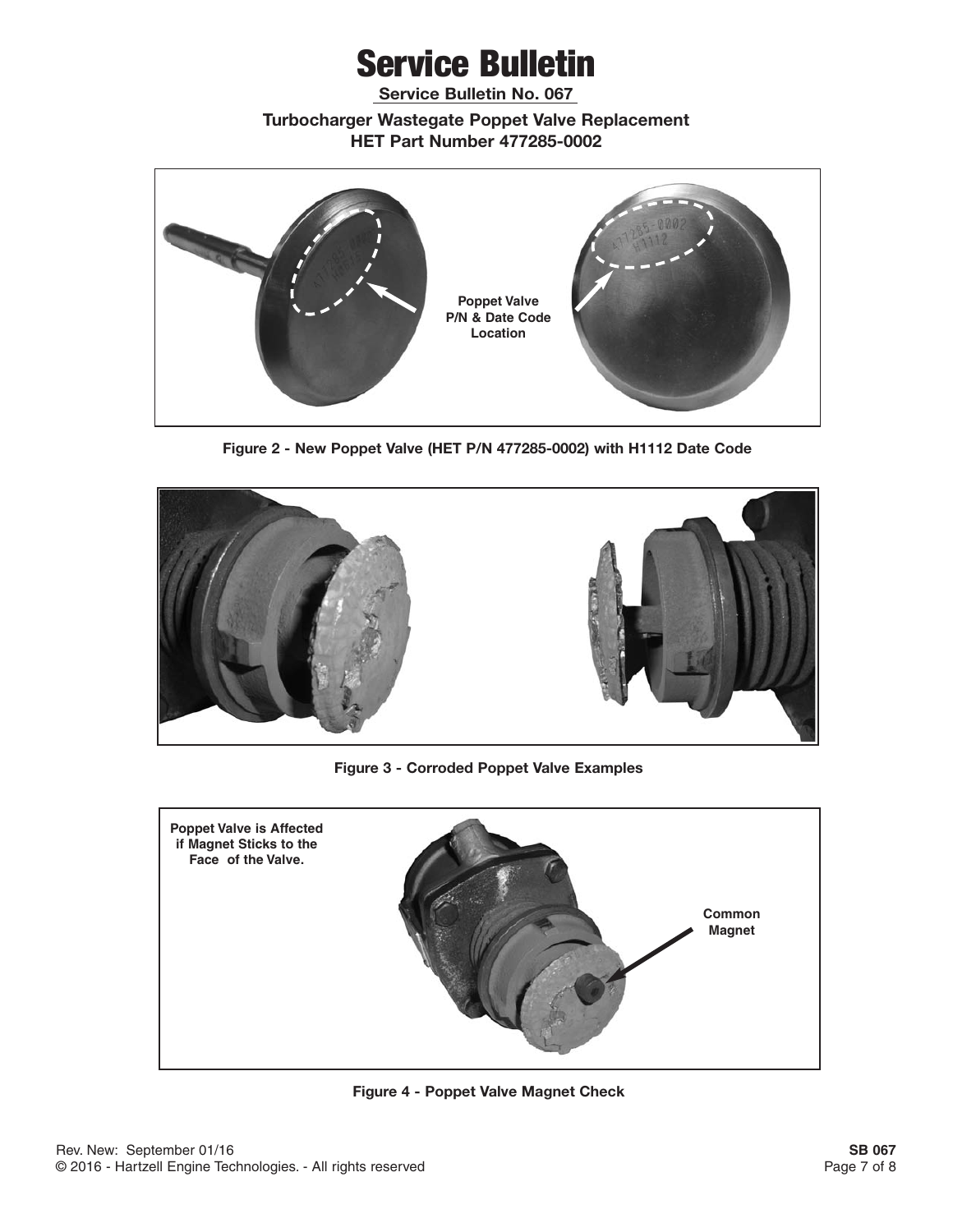# Service Bulletin

**Service Bulletin No. 067**

**Turbocharger Wastegate Poppet Valve Replacement**
**HET Part Number 477285-0002**

Poppet Valve P/N & Date Code Location

**Figure 2 - New Poppet Valve (HET P/N 477285-0002) with H1112 Date Code**

**Figure 3 - Corroded Poppet Valve Examples**

Poppet Valve is Affected if Magnet Sticks to the Face of the Valve.

Common Magnet

**Figure 4 - Poppet Valve Magnet Check**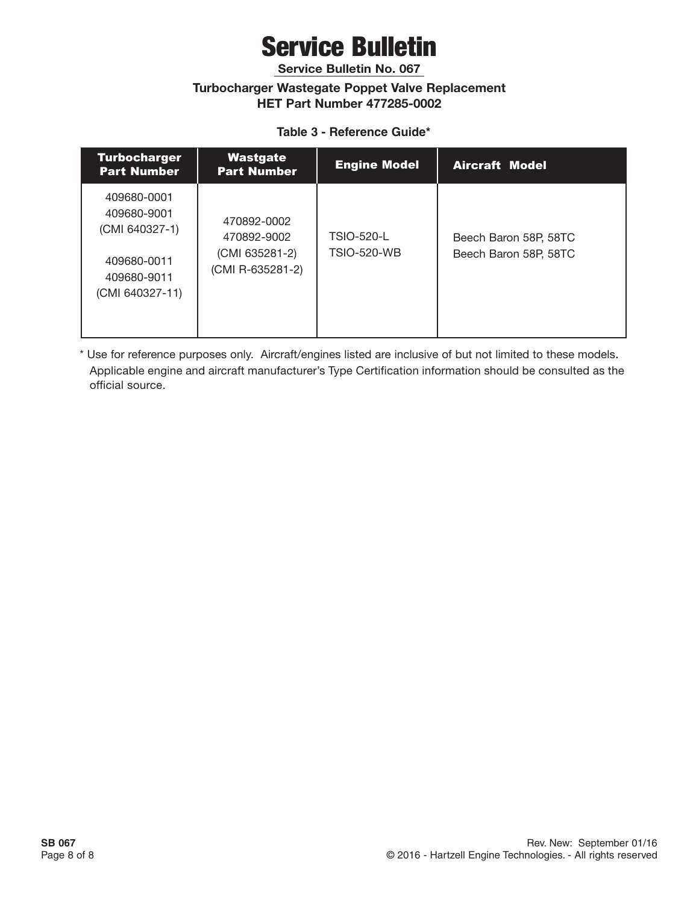# Service Bulletin

**Service Bulletin No. 067**

**Turbocharger Wastegate Poppet Valve Replacement**
**HET Part Number 477285-0002**

**Table 3 - Reference Guide***

| Turbocharger Part Number | Wastgate Part Number | Engine Model | Aircraft Model |
|---|---|---|---|
| 409680-0001<br>409680-9001<br>(CMI 640327-1)<br><br>409680-0011<br>409680-9011<br>(CMI 640327-11) | 470892-0002<br>470892-9002<br>(CMI 635281-2)<br>(CMI R-635281-2) | TSIO-520-L<br>TSIO-520-WB | Beech Baron 58P, 58TC<br>Beech Baron 58P, 58TC |

* Use for reference purposes only. Aircraft/engines listed are inclusive of but not limited to these models. Applicable engine and aircraft manufacturer's Type Certification information should be consulted as the official source.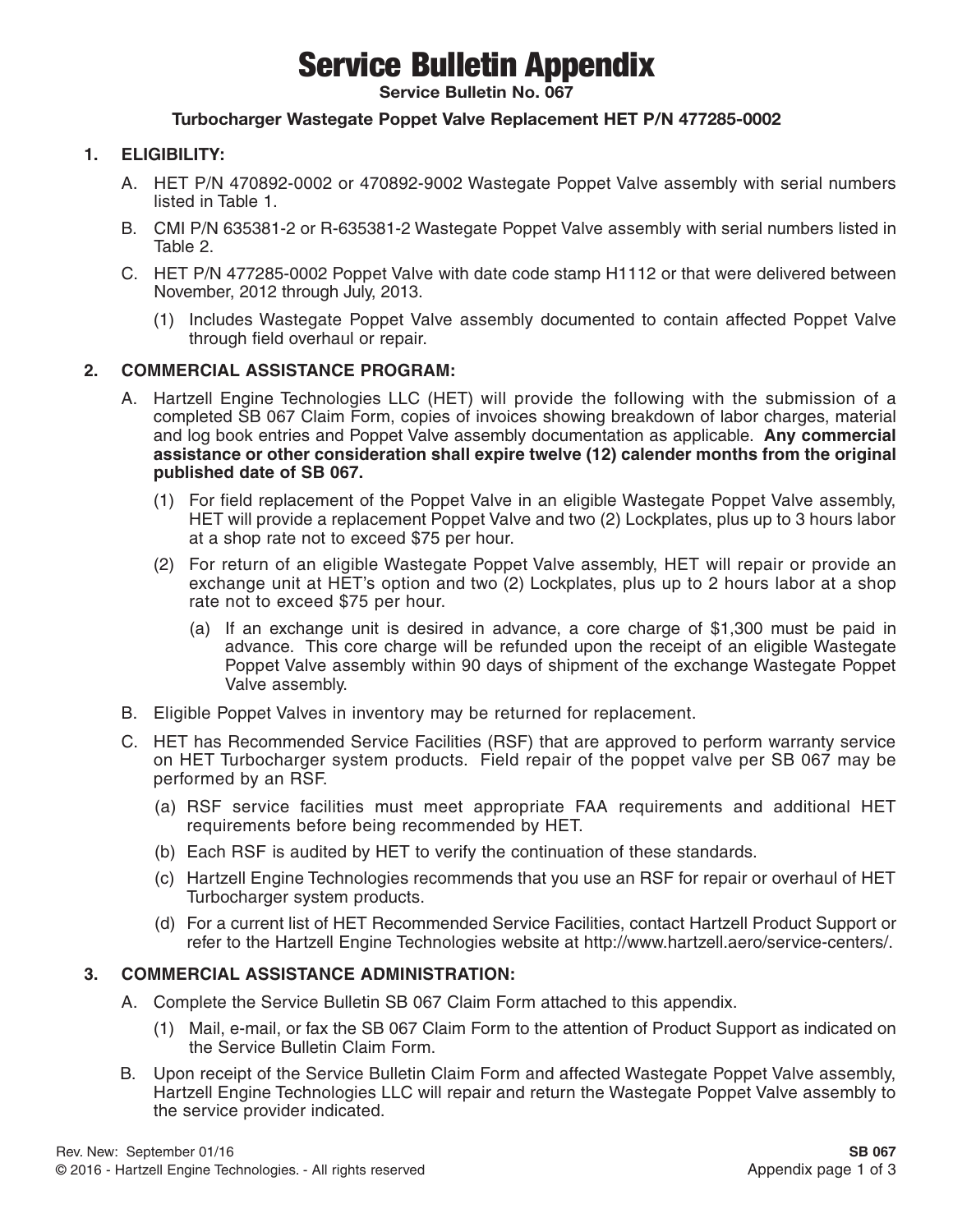# Service Bulletin Appendix

**Service Bulletin No. 067**

**Turbocharger Wastegate Poppet Valve Replacement HET P/N 477285-0002**

## 1. ELIGIBILITY:

A. HET P/N 470892-0002 or 470892-9002 Wastegate Poppet Valve assembly with serial numbers listed in Table 1.

B. CMI P/N 635381-2 or R-635381-2 Wastegate Poppet Valve assembly with serial numbers listed in Table 2.

C. HET P/N 477285-0002 Poppet Valve with date code stamp H1112 or that were delivered between November, 2012 through July, 2013.

   (1) Includes Wastegate Poppet Valve assembly documented to contain affected Poppet Valve through field overhaul or repair.

## 2. COMMERCIAL ASSISTANCE PROGRAM:

A. Hartzell Engine Technologies LLC (HET) will provide the following with the submission of a completed SB 067 Claim Form, copies of invoices showing breakdown of labor charges, material and log book entries and Poppet Valve assembly documentation as applicable. **Any commercial assistance or other consideration shall expire twelve (12) calender months from the original published date of SB 067.**

   (1) For field replacement of the Poppet Valve in an eligible Wastegate Poppet Valve assembly, HET will provide a replacement Poppet Valve and two (2) Lockplates, plus up to 3 hours labor at a shop rate not to exceed $75 per hour.

   (2) For return of an eligible Wastegate Poppet Valve assembly, HET will repair or provide an exchange unit at HET's option and two (2) Lockplates, plus up to 2 hours labor at a shop rate not to exceed $75 per hour.

      (a) If an exchange unit is desired in advance, a core charge of $1,300 must be paid in advance. This core charge will be refunded upon the receipt of an eligible Wastegate Poppet Valve assembly within 90 days of shipment of the exchange Wastegate Poppet Valve assembly.

B. Eligible Poppet Valves in inventory may be returned for replacement.

C. HET has Recommended Service Facilities (RSF) that are approved to perform warranty service on HET Turbocharger system products. Field repair of the poppet valve per SB 067 may be performed by an RSF.

   (a) RSF service facilities must meet appropriate FAA requirements and additional HET requirements before being recommended by HET.

   (b) Each RSF is audited by HET to verify the continuation of these standards.

   (c) Hartzell Engine Technologies recommends that you use an RSF for repair or overhaul of HET Turbocharger system products.

   (d) For a current list of HET Recommended Service Facilities, contact Hartzell Product Support or refer to the Hartzell Engine Technologies website at http://www.hartzell.aero/service-centers/.

## 3. COMMERCIAL ASSISTANCE ADMINISTRATION:

A. Complete the Service Bulletin SB 067 Claim Form attached to this appendix.

   (1) Mail, e-mail, or fax the SB 067 Claim Form to the attention of Product Support as indicated on the Service Bulletin Claim Form.

B. Upon receipt of the Service Bulletin Claim Form and affected Wastegate Poppet Valve assembly, Hartzell Engine Technologies LLC will repair and return the Wastegate Poppet Valve assembly to the service provider indicated.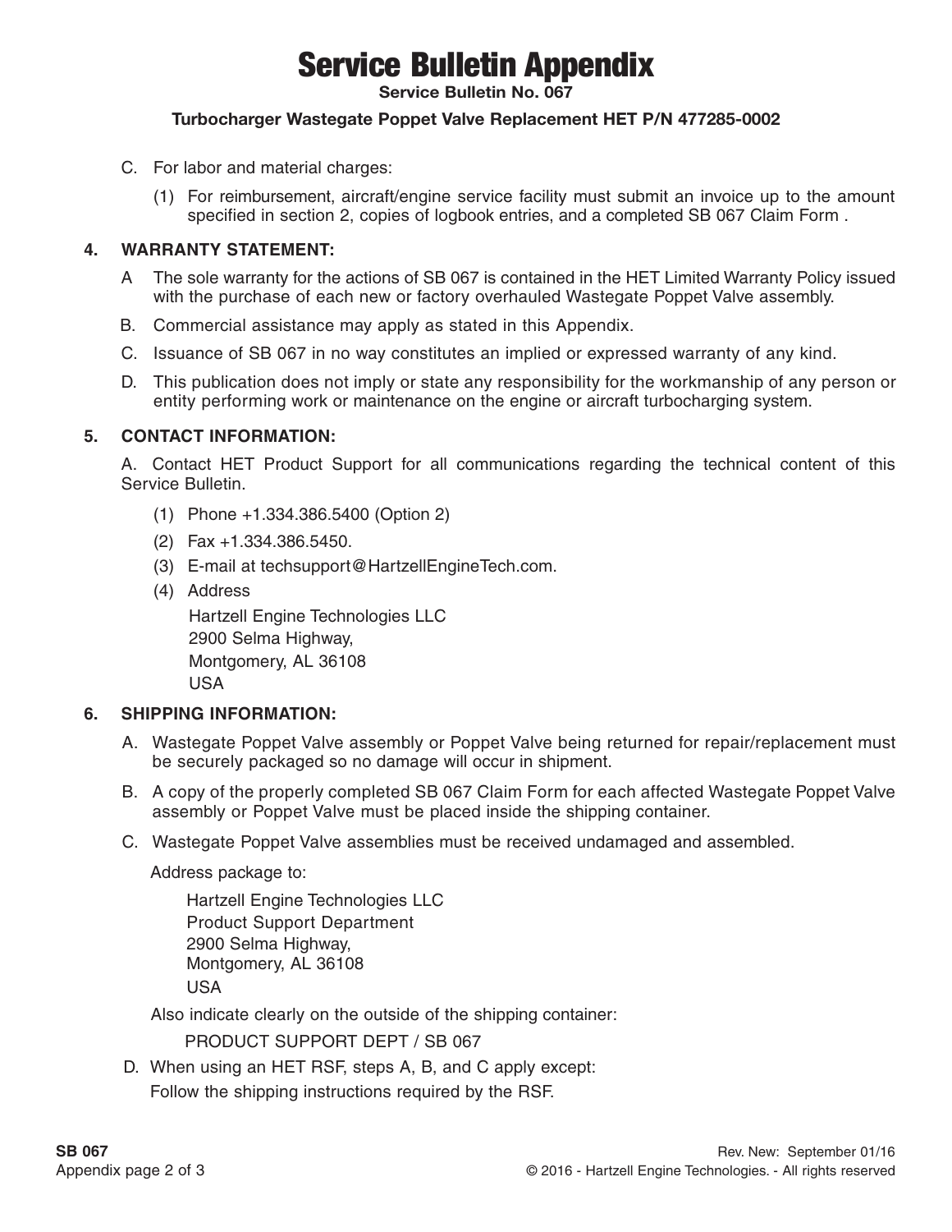# Service Bulletin Appendix

**Service Bulletin No. 067**

**Turbocharger Wastegate Poppet Valve Replacement HET P/N 477285-0002**

C. For labor and material charges:

(1) For reimbursement, aircraft/engine service facility must submit an invoice up to the amount specified in section 2, copies of logbook entries, and a completed SB 067 Claim Form .

## 4. WARRANTY STATEMENT:

A The sole warranty for the actions of SB 067 is contained in the HET Limited Warranty Policy issued with the purchase of each new or factory overhauled Wastegate Poppet Valve assembly.

B. Commercial assistance may apply as stated in this Appendix.

C. Issuance of SB 067 in no way constitutes an implied or expressed warranty of any kind.

D. This publication does not imply or state any responsibility for the workmanship of any person or entity performing work or maintenance on the engine or aircraft turbocharging system.

## 5. CONTACT INFORMATION:

A. Contact HET Product Support for all communications regarding the technical content of this Service Bulletin.

(1) Phone +1.334.386.5400 (Option 2)

(2) Fax +1.334.386.5450.

(3) E-mail at techsupport@HartzellEngineTech.com.

(4) Address

Hartzell Engine Technologies LLC
2900 Selma Highway,
Montgomery, AL 36108
USA

## 6. SHIPPING INFORMATION:

A. Wastegate Poppet Valve assembly or Poppet Valve being returned for repair/replacement must be securely packaged so no damage will occur in shipment.

B. A copy of the properly completed SB 067 Claim Form for each affected Wastegate Poppet Valve assembly or Poppet Valve must be placed inside the shipping container.

C. Wastegate Poppet Valve assemblies must be received undamaged and assembled.

Address package to:

Hartzell Engine Technologies LLC
Product Support Department
2900 Selma Highway,
Montgomery, AL 36108
USA

Also indicate clearly on the outside of the shipping container:

PRODUCT SUPPORT DEPT / SB 067

D. When using an HET RSF, steps A, B, and C apply except:
Follow the shipping instructions required by the RSF.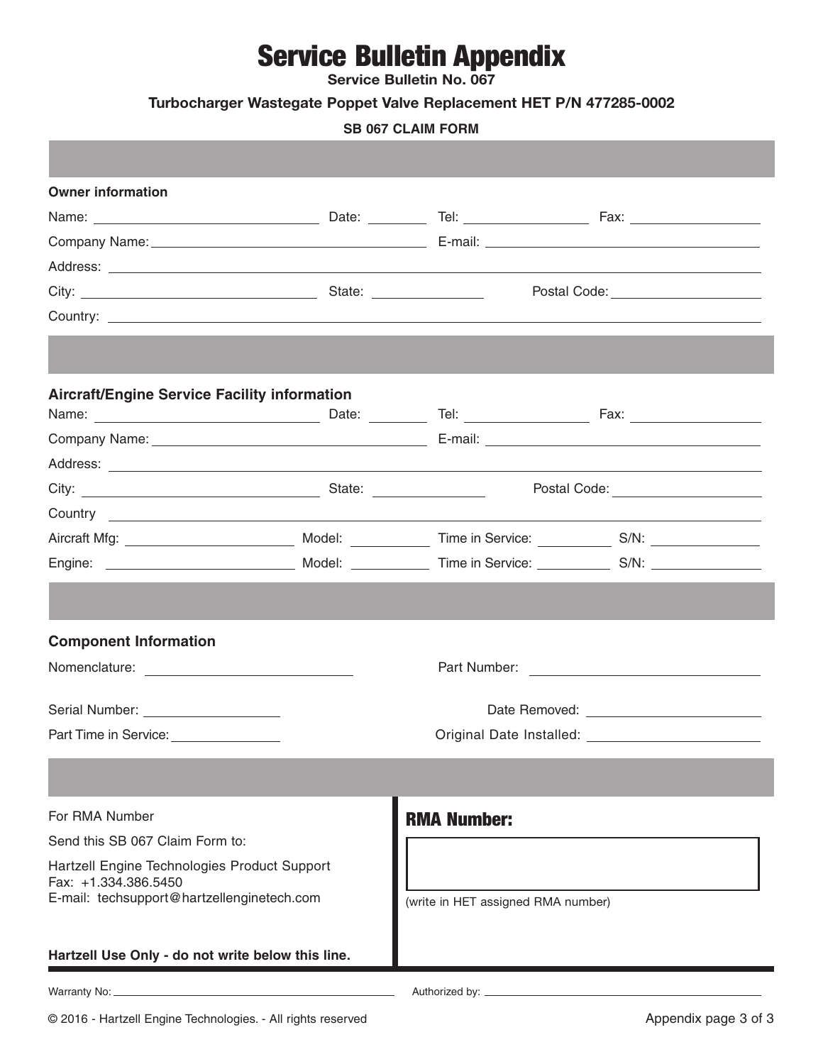# Service Bulletin Appendix

**Service Bulletin No. 067**

**Turbocharger Wastegate Poppet Valve Replacement HET P/N 477285-0002**

**SB 067 CLAIM FORM**

**Owner information**

Name: ______________________ Date: ________ Tel: ______________ Fax: ______________

Company Name: ______________________ E-mail: ______________________

Address: ______________________________________________

City: ______________________ State: ____________ Postal Code: ______________

Country: ______________________________________________

**Aircraft/Engine Service Facility information**

Name: ______________________ Date: ________ Tel: ______________ Fax: ______________

Company Name: ______________________ E-mail: ______________________

Address: ______________________________________________

City: ______________________ State: ____________ Postal Code: ______________

Country ______________________________________________

Aircraft Mfg: ______________ Model: __________ Time in Service: __________ S/N: ______________

Engine: ______________ Model: __________ Time in Service: __________ S/N: ______________

**Component Information**

Nomenclature: ______________________ Part Number: ______________________

Serial Number: ______________ Date Removed: ______________________

Part Time in Service: ______________ Original Date Installed: ______________________

For RMA Number

Send this SB 067 Claim Form to:

Hartzell Engine Technologies Product Support
Fax: +1.334.386.5450
E-mail: techsupport@hartzellenginetech.com

**RMA Number:**

(write in HET assigned RMA number)

**Hartzell Use Only - do not write below this line.**

Warranty No: ______________________ Authorized by: ______________________

© 2016 - Hartzell Engine Technologies. - All rights reserved